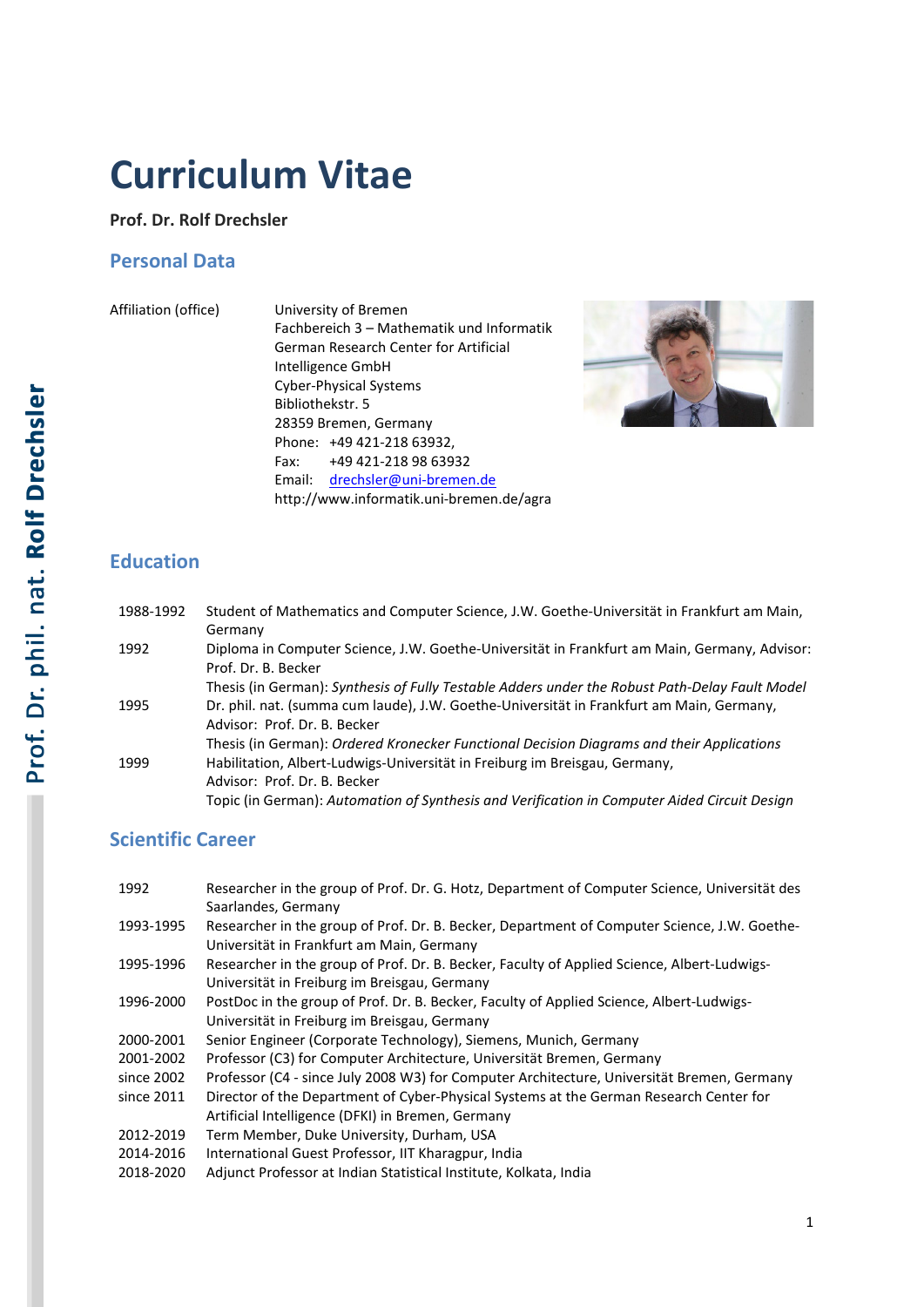# Curriculum Vitae

**Prof. Dr. Rolf Drechsler**

## Personal Data

| | |
|---|---|
| Affiliation (office) | University of Bremen<br>Fachbereich 3 – Mathematik und Informatik<br>German Research Center for Artificial Intelligence GmbH<br>Cyber-Physical Systems<br>Bibliothekstr. 5<br>28359 Bremen, Germany<br>Phone: +49 421-218 63932,<br>Fax: +49 421-218 98 63932<br>Email: drechsler@uni-bremen.de<br>http://www.informatik.uni-bremen.de/agra |

## Education

| | |
|---|---|
| 1988-1992 | Student of Mathematics and Computer Science, J.W. Goethe-Universität in Frankfurt am Main, Germany |
| 1992 | Diploma in Computer Science, J.W. Goethe-Universität in Frankfurt am Main, Germany, Advisor: Prof. Dr. B. Becker<br>Thesis (in German): *Synthesis of Fully Testable Adders under the Robust Path-Delay Fault Model* |
| 1995 | Dr. phil. nat. (summa cum laude), J.W. Goethe-Universität in Frankfurt am Main, Germany, Advisor: Prof. Dr. B. Becker<br>Thesis (in German): *Ordered Kronecker Functional Decision Diagrams and their Applications* |
| 1999 | Habilitation, Albert-Ludwigs-Universität in Freiburg im Breisgau, Germany,<br>Advisor: Prof. Dr. B. Becker<br>Topic (in German): *Automation of Synthesis and Verification in Computer Aided Circuit Design* |

## Scientific Career

| | |
|---|---|
| 1992 | Researcher in the group of Prof. Dr. G. Hotz, Department of Computer Science, Universität des Saarlandes, Germany |
| 1993-1995 | Researcher in the group of Prof. Dr. B. Becker, Department of Computer Science, J.W. Goethe-Universität in Frankfurt am Main, Germany |
| 1995-1996 | Researcher in the group of Prof. Dr. B. Becker, Faculty of Applied Science, Albert-Ludwigs-Universität in Freiburg im Breisgau, Germany |
| 1996-2000 | PostDoc in the group of Prof. Dr. B. Becker, Faculty of Applied Science, Albert-Ludwigs-Universität in Freiburg im Breisgau, Germany |
| 2000-2001 | Senior Engineer (Corporate Technology), Siemens, Munich, Germany |
| 2001-2002 | Professor (C3) for Computer Architecture, Universität Bremen, Germany |
| since 2002 | Professor (C4 - since July 2008 W3) for Computer Architecture, Universität Bremen, Germany |
| since 2011 | Director of the Department of Cyber-Physical Systems at the German Research Center for Artificial Intelligence (DFKI) in Bremen, Germany |
| 2012-2019 | Term Member, Duke University, Durham, USA |
| 2014-2016 | International Guest Professor, IIT Kharagpur, India |
| 2018-2020 | Adjunct Professor at Indian Statistical Institute, Kolkata, India |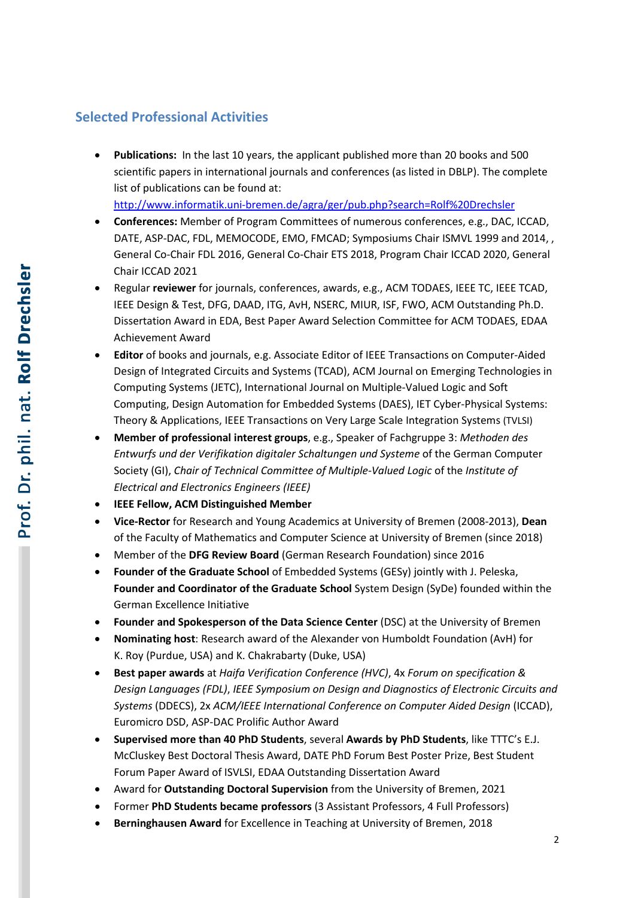## Selected Professional Activities

- **Publications:** In the last 10 years, the applicant published more than 20 books and 500 scientific papers in international journals and conferences (as listed in DBLP). The complete list of publications can be found at: http://www.informatik.uni-bremen.de/agra/ger/pub.php?search=Rolf%20Drechsler
- **Conferences:** Member of Program Committees of numerous conferences, e.g., DAC, ICCAD, DATE, ASP-DAC, FDL, MEMOCODE, EMO, FMCAD; Symposiums Chair ISMVL 1999 and 2014, , General Co-Chair FDL 2016, General Co-Chair ETS 2018, Program Chair ICCAD 2020, General Chair ICCAD 2021
- Regular **reviewer** for journals, conferences, awards, e.g., ACM TODAES, IEEE TC, IEEE TCAD, IEEE Design & Test, DFG, DAAD, ITG, AvH, NSERC, MIUR, ISF, FWO, ACM Outstanding Ph.D. Dissertation Award in EDA, Best Paper Award Selection Committee for ACM TODAES, EDAA Achievement Award
- **Editor** of books and journals, e.g. Associate Editor of IEEE Transactions on Computer-Aided Design of Integrated Circuits and Systems (TCAD), ACM Journal on Emerging Technologies in Computing Systems (JETC), International Journal on Multiple-Valued Logic and Soft Computing, Design Automation for Embedded Systems (DAES), IET Cyber-Physical Systems: Theory & Applications, IEEE Transactions on Very Large Scale Integration Systems (TVLSI)
- **Member of professional interest groups**, e.g., Speaker of Fachgruppe 3: *Methoden des Entwurfs und der Verifikation digitaler Schaltungen und Systeme* of the German Computer Society (GI), *Chair of Technical Committee of Multiple-Valued Logic* of the *Institute of Electrical and Electronics Engineers (IEEE)*
- **IEEE Fellow, ACM Distinguished Member**
- **Vice-Rector** for Research and Young Academics at University of Bremen (2008-2013), **Dean** of the Faculty of Mathematics and Computer Science at University of Bremen (since 2018)
- Member of the **DFG Review Board** (German Research Foundation) since 2016
- **Founder of the Graduate School** of Embedded Systems (GESy) jointly with J. Peleska, **Founder and Coordinator of the Graduate School** System Design (SyDe) founded within the German Excellence Initiative
- **Founder and Spokesperson of the Data Science Center** (DSC) at the University of Bremen
- **Nominating host**: Research award of the Alexander von Humboldt Foundation (AvH) for K. Roy (Purdue, USA) and K. Chakrabarty (Duke, USA)
- **Best paper awards** at *Haifa Verification Conference (HVC)*, 4x *Forum on specification & Design Languages (FDL)*, *IEEE Symposium on Design and Diagnostics of Electronic Circuits and Systems* (DDECS), 2x *ACM/IEEE International Conference on Computer Aided Design* (ICCAD), Euromicro DSD, ASP-DAC Prolific Author Award
- **Supervised more than 40 PhD Students**, several **Awards by PhD Students**, like TTTC's E.J. McCluskey Best Doctoral Thesis Award, DATE PhD Forum Best Poster Prize, Best Student Forum Paper Award of ISVLSI, EDAA Outstanding Dissertation Award
- Award for **Outstanding Doctoral Supervision** from the University of Bremen, 2021
- Former **PhD Students became professors** (3 Assistant Professors, 4 Full Professors)
- **Berninghausen Award** for Excellence in Teaching at University of Bremen, 2018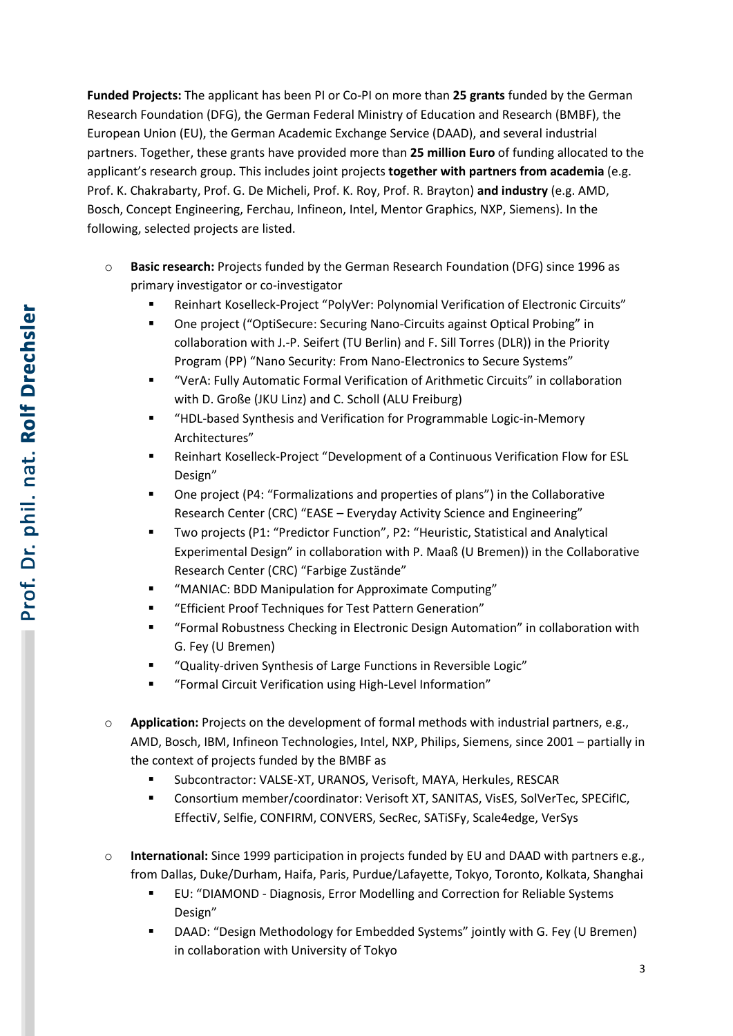**Funded Projects:** The applicant has been PI or Co-PI on more than **25 grants** funded by the German Research Foundation (DFG), the German Federal Ministry of Education and Research (BMBF), the European Union (EU), the German Academic Exchange Service (DAAD), and several industrial partners. Together, these grants have provided more than **25 million Euro** of funding allocated to the applicant's research group. This includes joint projects **together with partners from academia** (e.g. Prof. K. Chakrabarty, Prof. G. De Micheli, Prof. K. Roy, Prof. R. Brayton) **and industry** (e.g. AMD, Bosch, Concept Engineering, Ferchau, Infineon, Intel, Mentor Graphics, NXP, Siemens). In the following, selected projects are listed.

- **Basic research:** Projects funded by the German Research Foundation (DFG) since 1996 as primary investigator or co-investigator
  - Reinhart Koselleck-Project "PolyVer: Polynomial Verification of Electronic Circuits"
  - One project ("OptiSecure: Securing Nano-Circuits against Optical Probing" in collaboration with J.-P. Seifert (TU Berlin) and F. Sill Torres (DLR)) in the Priority Program (PP) "Nano Security: From Nano-Electronics to Secure Systems"
  - "VerA: Fully Automatic Formal Verification of Arithmetic Circuits" in collaboration with D. Große (JKU Linz) and C. Scholl (ALU Freiburg)
  - "HDL-based Synthesis and Verification for Programmable Logic-in-Memory Architectures"
  - Reinhart Koselleck-Project "Development of a Continuous Verification Flow for ESL Design"
  - One project (P4: "Formalizations and properties of plans") in the Collaborative Research Center (CRC) "EASE – Everyday Activity Science and Engineering"
  - Two projects (P1: "Predictor Function", P2: "Heuristic, Statistical and Analytical Experimental Design" in collaboration with P. Maaß (U Bremen)) in the Collaborative Research Center (CRC) "Farbige Zustände"
  - "MANIAC: BDD Manipulation for Approximate Computing"
  - "Efficient Proof Techniques for Test Pattern Generation"
  - "Formal Robustness Checking in Electronic Design Automation" in collaboration with G. Fey (U Bremen)
  - "Quality-driven Synthesis of Large Functions in Reversible Logic"
  - "Formal Circuit Verification using High-Level Information"

- **Application:** Projects on the development of formal methods with industrial partners, e.g., AMD, Bosch, IBM, Infineon Technologies, Intel, NXP, Philips, Siemens, since 2001 – partially in the context of projects funded by the BMBF as
  - Subcontractor: VALSE-XT, URANOS, Verisoft, MAYA, Herkules, RESCAR
  - Consortium member/coordinator: Verisoft XT, SANITAS, VisES, SolVerTec, SPECifIC, EffectiV, Selfie, CONFIRM, CONVERS, SecRec, SATiSFy, Scale4edge, VerSys

- **International:** Since 1999 participation in projects funded by EU and DAAD with partners e.g., from Dallas, Duke/Durham, Haifa, Paris, Purdue/Lafayette, Tokyo, Toronto, Kolkata, Shanghai
  - EU: "DIAMOND - Diagnosis, Error Modelling and Correction for Reliable Systems Design"
  - DAAD: "Design Methodology for Embedded Systems" jointly with G. Fey (U Bremen) in collaboration with University of Tokyo